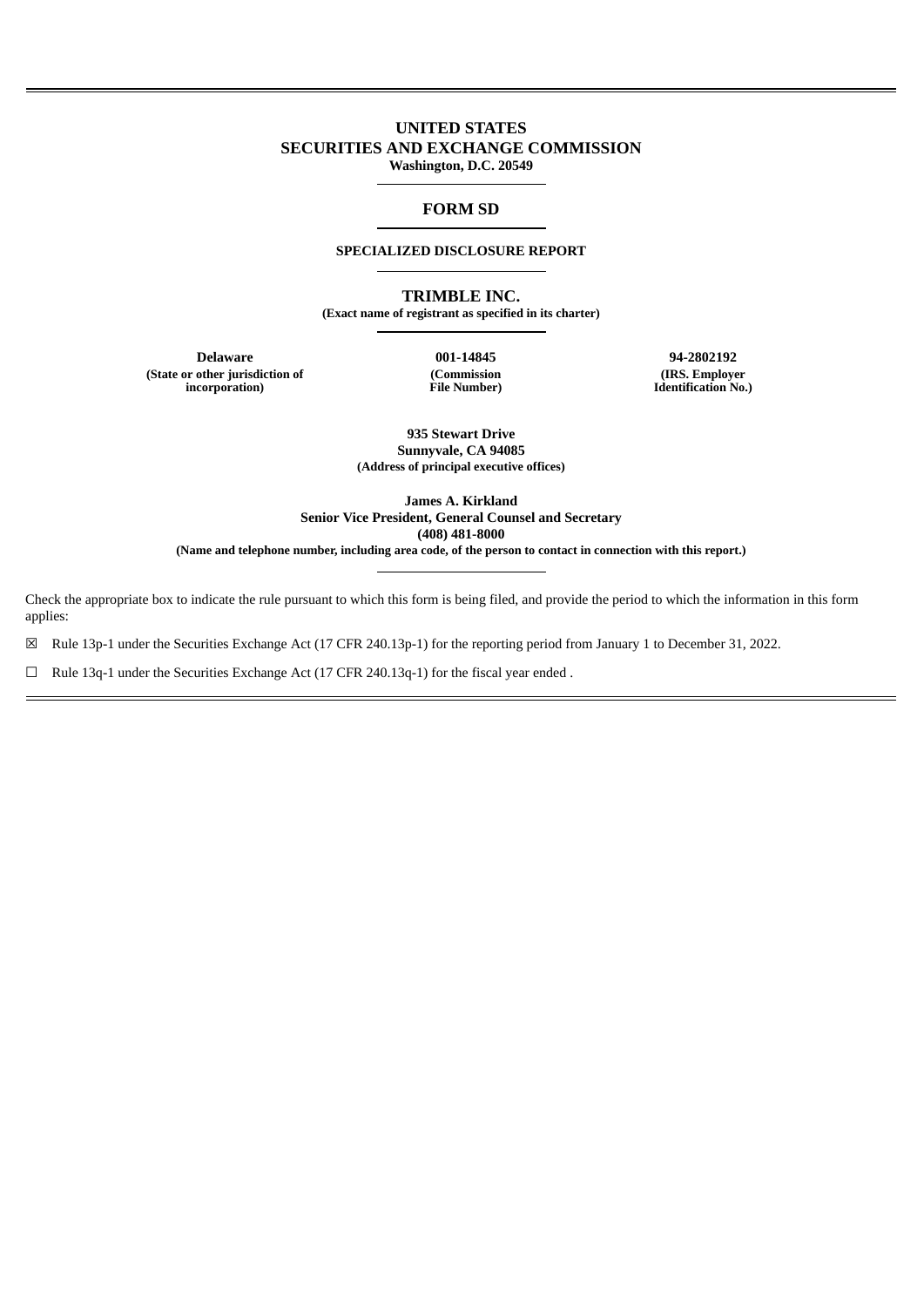**UNITED STATES**
**SECURITIES AND EXCHANGE COMMISSION**
**Washington, D.C. 20549**

# FORM SD

**SPECIALIZED DISCLOSURE REPORT**

## TRIMBLE INC.

**(Exact name of registrant as specified in its charter)**

| **Delaware** | **001-14845** | **94-2802192** |
|---|---|---|
| **(State or other jurisdiction of incorporation)** | **(Commission File Number)** | **(IRS. Employer Identification No.)** |

**935 Stewart Drive**
**Sunnyvale, CA 94085**
**(Address of principal executive offices)**

**James A. Kirkland**
**Senior Vice President, General Counsel and Secretary**
**(408) 481-8000**
**(Name and telephone number, including area code, of the person to contact in connection with this report.)**

Check the appropriate box to indicate the rule pursuant to which this form is being filed, and provide the period to which the information in this form applies:

☒ Rule 13p-1 under the Securities Exchange Act (17 CFR 240.13p-1) for the reporting period from January 1 to December 31, 2022.

☐ Rule 13q-1 under the Securities Exchange Act (17 CFR 240.13q-1) for the fiscal year ended .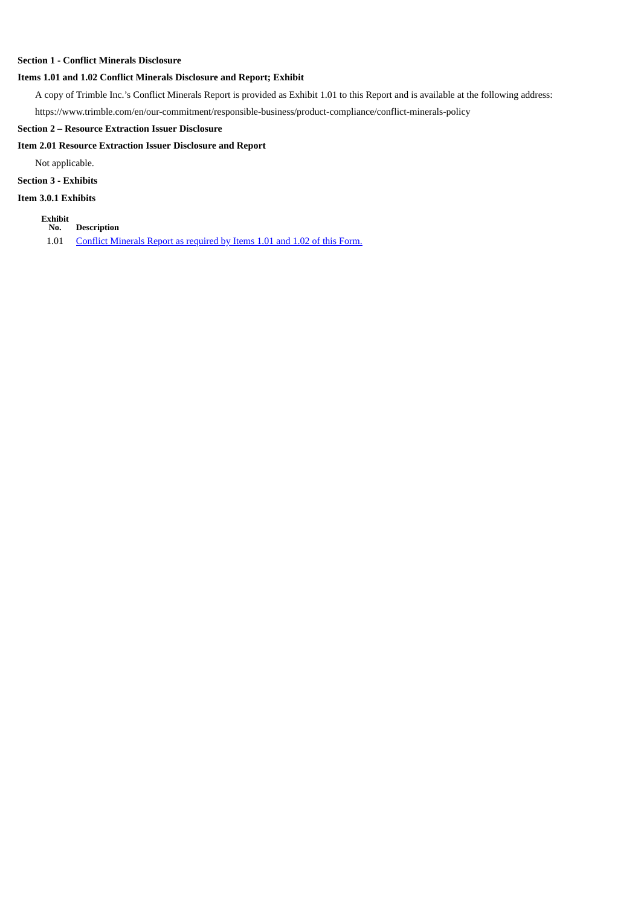**Section 1 - Conflict Minerals Disclosure**

**Items 1.01 and 1.02 Conflict Minerals Disclosure and Report; Exhibit**

A copy of Trimble Inc.'s Conflict Minerals Report is provided as Exhibit 1.01 to this Report and is available at the following address:

https://www.trimble.com/en/our-commitment/responsible-business/product-compliance/conflict-minerals-policy

**Section 2 – Resource Extraction Issuer Disclosure**

**Item 2.01 Resource Extraction Issuer Disclosure and Report**

Not applicable.

**Section 3 - Exhibits**

**Item 3.0.1 Exhibits**

| Exhibit No. | Description |
|---|---|
| 1.01 | Conflict Minerals Report as required by Items 1.01 and 1.02 of this Form. |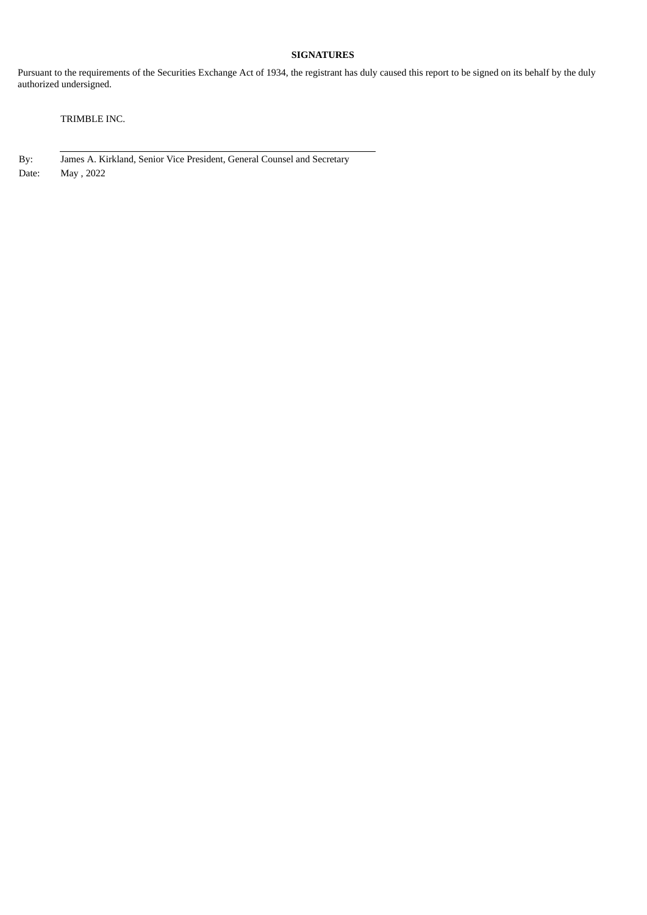**SIGNATURES**

Pursuant to the requirements of the Securities Exchange Act of 1934, the registrant has duly caused this report to be signed on its behalf by the duly authorized undersigned.

TRIMBLE INC.

By: James A. Kirkland, Senior Vice President, General Counsel and Secretary

Date: May , 2022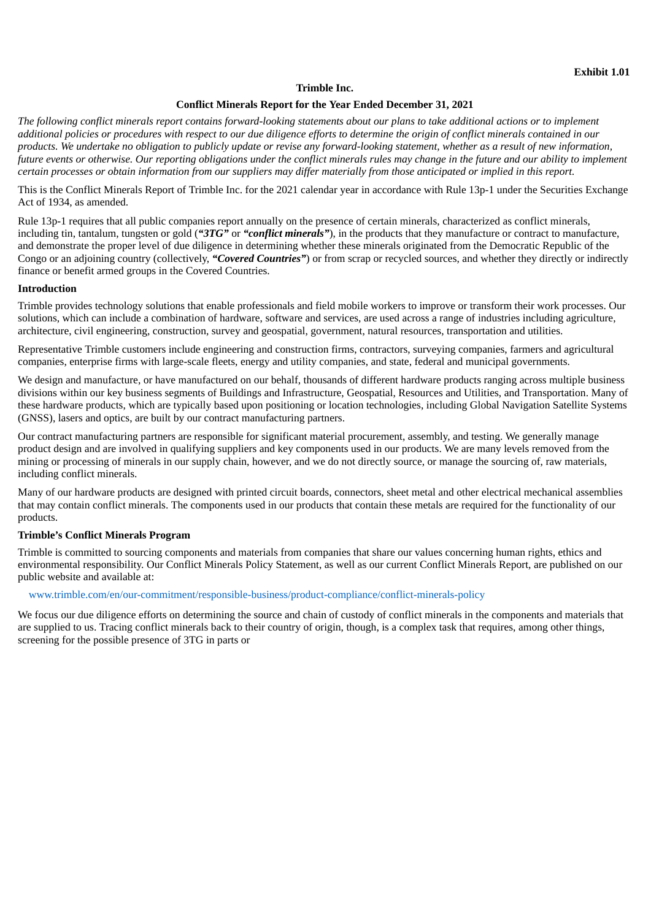**Exhibit 1.01**

**Trimble Inc.**

**Conflict Minerals Report for the Year Ended December 31, 2021**

*The following conflict minerals report contains forward-looking statements about our plans to take additional actions or to implement additional policies or procedures with respect to our due diligence efforts to determine the origin of conflict minerals contained in our products. We undertake no obligation to publicly update or revise any forward-looking statement, whether as a result of new information, future events or otherwise. Our reporting obligations under the conflict minerals rules may change in the future and our ability to implement certain processes or obtain information from our suppliers may differ materially from those anticipated or implied in this report.*

This is the Conflict Minerals Report of Trimble Inc. for the 2021 calendar year in accordance with Rule 13p-1 under the Securities Exchange Act of 1934, as amended.

Rule 13p-1 requires that all public companies report annually on the presence of certain minerals, characterized as conflict minerals, including tin, tantalum, tungsten or gold (***"3TG"*** or ***"conflict minerals"***), in the products that they manufacture or contract to manufacture, and demonstrate the proper level of due diligence in determining whether these minerals originated from the Democratic Republic of the Congo or an adjoining country (collectively, ***"Covered Countries"***) or from scrap or recycled sources, and whether they directly or indirectly finance or benefit armed groups in the Covered Countries.

**Introduction**

Trimble provides technology solutions that enable professionals and field mobile workers to improve or transform their work processes. Our solutions, which can include a combination of hardware, software and services, are used across a range of industries including agriculture, architecture, civil engineering, construction, survey and geospatial, government, natural resources, transportation and utilities.

Representative Trimble customers include engineering and construction firms, contractors, surveying companies, farmers and agricultural companies, enterprise firms with large-scale fleets, energy and utility companies, and state, federal and municipal governments.

We design and manufacture, or have manufactured on our behalf, thousands of different hardware products ranging across multiple business divisions within our key business segments of Buildings and Infrastructure, Geospatial, Resources and Utilities, and Transportation. Many of these hardware products, which are typically based upon positioning or location technologies, including Global Navigation Satellite Systems (GNSS), lasers and optics, are built by our contract manufacturing partners.

Our contract manufacturing partners are responsible for significant material procurement, assembly, and testing. We generally manage product design and are involved in qualifying suppliers and key components used in our products. We are many levels removed from the mining or processing of minerals in our supply chain, however, and we do not directly source, or manage the sourcing of, raw materials, including conflict minerals.

Many of our hardware products are designed with printed circuit boards, connectors, sheet metal and other electrical mechanical assemblies that may contain conflict minerals. The components used in our products that contain these metals are required for the functionality of our products.

**Trimble's Conflict Minerals Program**

Trimble is committed to sourcing components and materials from companies that share our values concerning human rights, ethics and environmental responsibility. Our Conflict Minerals Policy Statement, as well as our current Conflict Minerals Report, are published on our public website and available at:

www.trimble.com/en/our-commitment/responsible-business/product-compliance/conflict-minerals-policy

We focus our due diligence efforts on determining the source and chain of custody of conflict minerals in the components and materials that are supplied to us. Tracing conflict minerals back to their country of origin, though, is a complex task that requires, among other things, screening for the possible presence of 3TG in parts or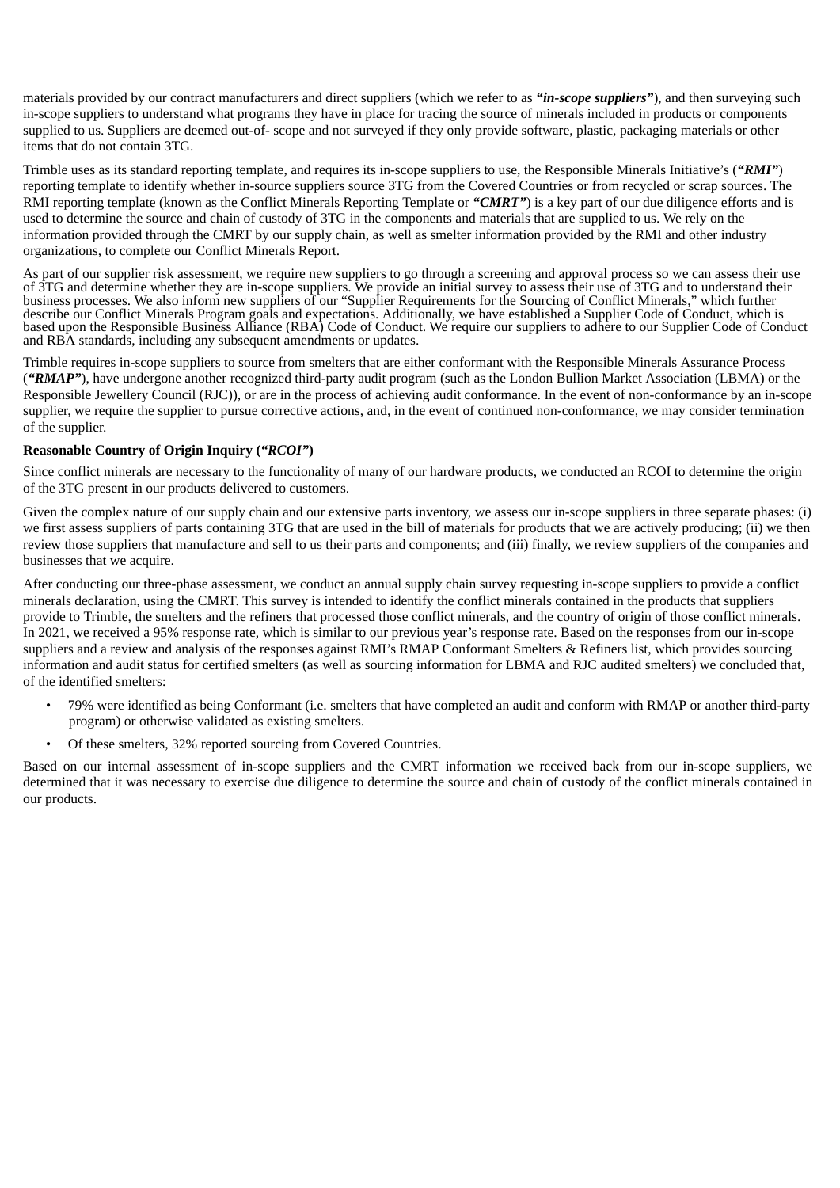materials provided by our contract manufacturers and direct suppliers (which we refer to as ***"in-scope suppliers"***), and then surveying such in-scope suppliers to understand what programs they have in place for tracing the source of minerals included in products or components supplied to us. Suppliers are deemed out-of- scope and not surveyed if they only provide software, plastic, packaging materials or other items that do not contain 3TG.

Trimble uses as its standard reporting template, and requires its in-scope suppliers to use, the Responsible Minerals Initiative's (***"RMI"***) reporting template to identify whether in-source suppliers source 3TG from the Covered Countries or from recycled or scrap sources. The RMI reporting template (known as the Conflict Minerals Reporting Template or ***"CMRT"***) is a key part of our due diligence efforts and is used to determine the source and chain of custody of 3TG in the components and materials that are supplied to us. We rely on the information provided through the CMRT by our supply chain, as well as smelter information provided by the RMI and other industry organizations, to complete our Conflict Minerals Report.

As part of our supplier risk assessment, we require new suppliers to go through a screening and approval process so we can assess their use of 3TG and determine whether they are in-scope suppliers. We provide an initial survey to assess their use of 3TG and to understand their business processes. We also inform new suppliers of our "Supplier Requirements for the Sourcing of Conflict Minerals," which further describe our Conflict Minerals Program goals and expectations. Additionally, we have established a Supplier Code of Conduct, which is based upon the Responsible Business Alliance (RBA) Code of Conduct. We require our suppliers to adhere to our Supplier Code of Conduct and RBA standards, including any subsequent amendments or updates.

Trimble requires in-scope suppliers to source from smelters that are either conformant with the Responsible Minerals Assurance Process (***"RMAP"***), have undergone another recognized third-party audit program (such as the London Bullion Market Association (LBMA) or the Responsible Jewellery Council (RJC)), or are in the process of achieving audit conformance. In the event of non-conformance by an in-scope supplier, we require the supplier to pursue corrective actions, and, in the event of continued non-conformance, we may consider termination of the supplier.

**Reasonable Country of Origin Inquiry (*"RCOI"*)**

Since conflict minerals are necessary to the functionality of many of our hardware products, we conducted an RCOI to determine the origin of the 3TG present in our products delivered to customers.

Given the complex nature of our supply chain and our extensive parts inventory, we assess our in-scope suppliers in three separate phases: (i) we first assess suppliers of parts containing 3TG that are used in the bill of materials for products that we are actively producing; (ii) we then review those suppliers that manufacture and sell to us their parts and components; and (iii) finally, we review suppliers of the companies and businesses that we acquire.

After conducting our three-phase assessment, we conduct an annual supply chain survey requesting in-scope suppliers to provide a conflict minerals declaration, using the CMRT. This survey is intended to identify the conflict minerals contained in the products that suppliers provide to Trimble, the smelters and the refiners that processed those conflict minerals, and the country of origin of those conflict minerals. In 2021, we received a 95% response rate, which is similar to our previous year's response rate. Based on the responses from our in-scope suppliers and a review and analysis of the responses against RMI's RMAP Conformant Smelters & Refiners list, which provides sourcing information and audit status for certified smelters (as well as sourcing information for LBMA and RJC audited smelters) we concluded that, of the identified smelters:

- 79% were identified as being Conformant (i.e. smelters that have completed an audit and conform with RMAP or another third-party program) or otherwise validated as existing smelters.
- Of these smelters, 32% reported sourcing from Covered Countries.

Based on our internal assessment of in-scope suppliers and the CMRT information we received back from our in-scope suppliers, we determined that it was necessary to exercise due diligence to determine the source and chain of custody of the conflict minerals contained in our products.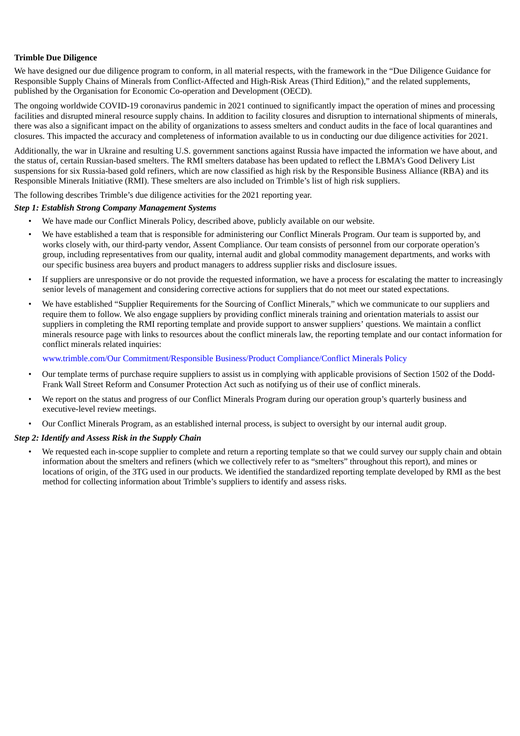**Trimble Due Diligence**

We have designed our due diligence program to conform, in all material respects, with the framework in the "Due Diligence Guidance for Responsible Supply Chains of Minerals from Conflict-Affected and High-Risk Areas (Third Edition)," and the related supplements, published by the Organisation for Economic Co-operation and Development (OECD).

The ongoing worldwide COVID-19 coronavirus pandemic in 2021 continued to significantly impact the operation of mines and processing facilities and disrupted mineral resource supply chains. In addition to facility closures and disruption to international shipments of minerals, there was also a significant impact on the ability of organizations to assess smelters and conduct audits in the face of local quarantines and closures. This impacted the accuracy and completeness of information available to us in conducting our due diligence activities for 2021.

Additionally, the war in Ukraine and resulting U.S. government sanctions against Russia have impacted the information we have about, and the status of, certain Russian-based smelters. The RMI smelters database has been updated to reflect the LBMA's Good Delivery List suspensions for six Russia-based gold refiners, which are now classified as high risk by the Responsible Business Alliance (RBA) and its Responsible Minerals Initiative (RMI). These smelters are also included on Trimble's list of high risk suppliers.

The following describes Trimble's due diligence activities for the 2021 reporting year.

***Step 1: Establish Strong Company Management Systems***

- We have made our Conflict Minerals Policy, described above, publicly available on our website.
- We have established a team that is responsible for administering our Conflict Minerals Program. Our team is supported by, and works closely with, our third-party vendor, Assent Compliance. Our team consists of personnel from our corporate operation's group, including representatives from our quality, internal audit and global commodity management departments, and works with our specific business area buyers and product managers to address supplier risks and disclosure issues.
- If suppliers are unresponsive or do not provide the requested information, we have a process for escalating the matter to increasingly senior levels of management and considering corrective actions for suppliers that do not meet our stated expectations.
- We have established "Supplier Requirements for the Sourcing of Conflict Minerals," which we communicate to our suppliers and require them to follow. We also engage suppliers by providing conflict minerals training and orientation materials to assist our suppliers in completing the RMI reporting template and provide support to answer suppliers' questions. We maintain a conflict minerals resource page with links to resources about the conflict minerals law, the reporting template and our contact information for conflict minerals related inquiries:

  www.trimble.com/Our Commitment/Responsible Business/Product Compliance/Conflict Minerals Policy

- Our template terms of purchase require suppliers to assist us in complying with applicable provisions of Section 1502 of the Dodd-Frank Wall Street Reform and Consumer Protection Act such as notifying us of their use of conflict minerals.
- We report on the status and progress of our Conflict Minerals Program during our operation group's quarterly business and executive-level review meetings.
- Our Conflict Minerals Program, as an established internal process, is subject to oversight by our internal audit group.

***Step 2: Identify and Assess Risk in the Supply Chain***

- We requested each in-scope supplier to complete and return a reporting template so that we could survey our supply chain and obtain information about the smelters and refiners (which we collectively refer to as "smelters" throughout this report), and mines or locations of origin, of the 3TG used in our products. We identified the standardized reporting template developed by RMI as the best method for collecting information about Trimble's suppliers to identify and assess risks.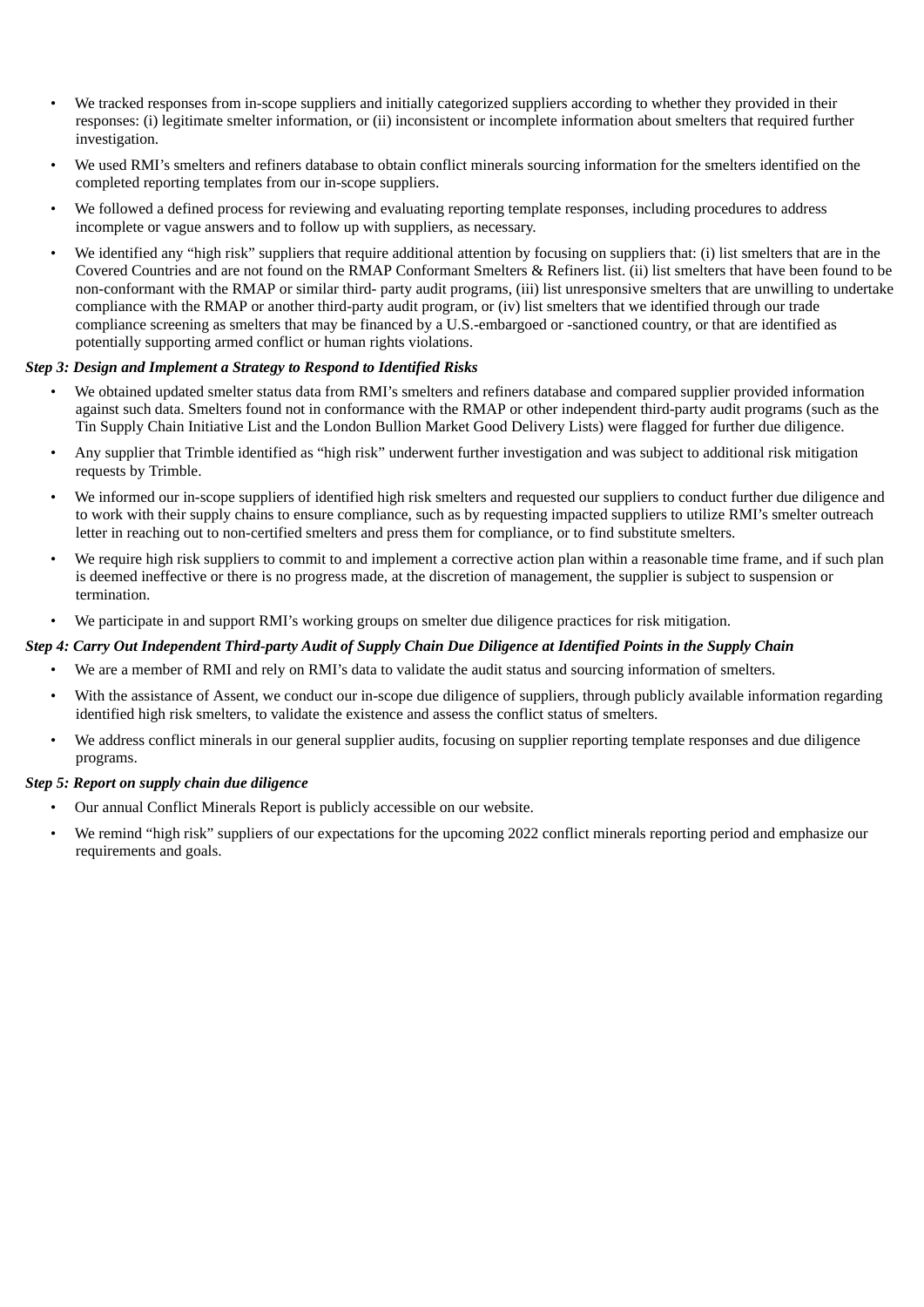- We tracked responses from in-scope suppliers and initially categorized suppliers according to whether they provided in their responses: (i) legitimate smelter information, or (ii) inconsistent or incomplete information about smelters that required further investigation.
- We used RMI's smelters and refiners database to obtain conflict minerals sourcing information for the smelters identified on the completed reporting templates from our in-scope suppliers.
- We followed a defined process for reviewing and evaluating reporting template responses, including procedures to address incomplete or vague answers and to follow up with suppliers, as necessary.
- We identified any "high risk" suppliers that require additional attention by focusing on suppliers that: (i) list smelters that are in the Covered Countries and are not found on the RMAP Conformant Smelters & Refiners list. (ii) list smelters that have been found to be non-conformant with the RMAP or similar third- party audit programs, (iii) list unresponsive smelters that are unwilling to undertake compliance with the RMAP or another third-party audit program, or (iv) list smelters that we identified through our trade compliance screening as smelters that may be financed by a U.S.-embargoed or -sanctioned country, or that are identified as potentially supporting armed conflict or human rights violations.

***Step 3: Design and Implement a Strategy to Respond to Identified Risks***

- We obtained updated smelter status data from RMI's smelters and refiners database and compared supplier provided information against such data. Smelters found not in conformance with the RMAP or other independent third-party audit programs (such as the Tin Supply Chain Initiative List and the London Bullion Market Good Delivery Lists) were flagged for further due diligence.
- Any supplier that Trimble identified as "high risk" underwent further investigation and was subject to additional risk mitigation requests by Trimble.
- We informed our in-scope suppliers of identified high risk smelters and requested our suppliers to conduct further due diligence and to work with their supply chains to ensure compliance, such as by requesting impacted suppliers to utilize RMI's smelter outreach letter in reaching out to non-certified smelters and press them for compliance, or to find substitute smelters.
- We require high risk suppliers to commit to and implement a corrective action plan within a reasonable time frame, and if such plan is deemed ineffective or there is no progress made, at the discretion of management, the supplier is subject to suspension or termination.
- We participate in and support RMI's working groups on smelter due diligence practices for risk mitigation.

***Step 4: Carry Out Independent Third-party Audit of Supply Chain Due Diligence at Identified Points in the Supply Chain***

- We are a member of RMI and rely on RMI's data to validate the audit status and sourcing information of smelters.
- With the assistance of Assent, we conduct our in-scope due diligence of suppliers, through publicly available information regarding identified high risk smelters, to validate the existence and assess the conflict status of smelters.
- We address conflict minerals in our general supplier audits, focusing on supplier reporting template responses and due diligence programs.

***Step 5: Report on supply chain due diligence***

- Our annual Conflict Minerals Report is publicly accessible on our website.
- We remind "high risk" suppliers of our expectations for the upcoming 2022 conflict minerals reporting period and emphasize our requirements and goals.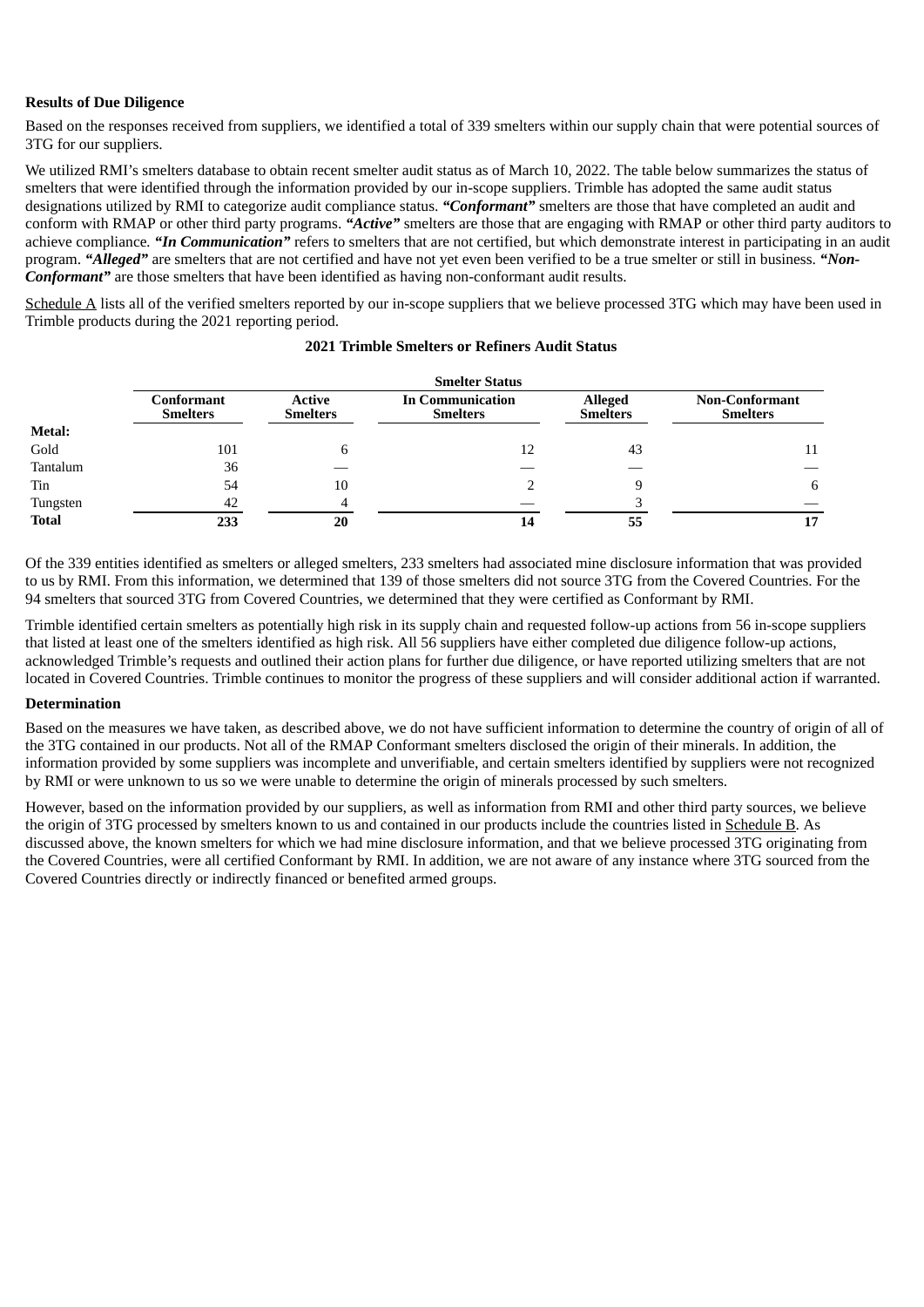**Results of Due Diligence**

Based on the responses received from suppliers, we identified a total of 339 smelters within our supply chain that were potential sources of 3TG for our suppliers.

We utilized RMI's smelters database to obtain recent smelter audit status as of March 10, 2022. The table below summarizes the status of smelters that were identified through the information provided by our in-scope suppliers. Trimble has adopted the same audit status designations utilized by RMI to categorize audit compliance status. ***"Conformant"*** smelters are those that have completed an audit and conform with RMAP or other third party programs. ***"Active"*** smelters are those that are engaging with RMAP or other third party auditors to achieve compliance. ***"In Communication"*** refers to smelters that are not certified, but which demonstrate interest in participating in an audit program. ***"Alleged"*** are smelters that are not certified and have not yet even been verified to be a true smelter or still in business. ***"Non-Conformant"*** are those smelters that have been identified as having non-conformant audit results.

Schedule A lists all of the verified smelters reported by our in-scope suppliers that we believe processed 3TG which may have been used in Trimble products during the 2021 reporting period.

**2021 Trimble Smelters or Refiners Audit Status**

| | Smelter Status | | | | |
|---|---|---|---|---|---|
| | **Conformant Smelters** | **Active Smelters** | **In Communication Smelters** | **Alleged Smelters** | **Non-Conformant Smelters** |
| **Metal:** | | | | | |
| Gold | 101 | 6 | 12 | 43 | 11 |
| Tantalum | 36 | — | — | — | — |
| Tin | 54 | 10 | 2 | 9 | 6 |
| Tungsten | 42 | 4 | — | 3 | — |
| **Total** | **233** | **20** | **14** | **55** | **17** |

Of the 339 entities identified as smelters or alleged smelters, 233 smelters had associated mine disclosure information that was provided to us by RMI. From this information, we determined that 139 of those smelters did not source 3TG from the Covered Countries. For the 94 smelters that sourced 3TG from Covered Countries, we determined that they were certified as Conformant by RMI.

Trimble identified certain smelters as potentially high risk in its supply chain and requested follow-up actions from 56 in-scope suppliers that listed at least one of the smelters identified as high risk. All 56 suppliers have either completed due diligence follow-up actions, acknowledged Trimble's requests and outlined their action plans for further due diligence, or have reported utilizing smelters that are not located in Covered Countries. Trimble continues to monitor the progress of these suppliers and will consider additional action if warranted.

**Determination**

Based on the measures we have taken, as described above, we do not have sufficient information to determine the country of origin of all of the 3TG contained in our products. Not all of the RMAP Conformant smelters disclosed the origin of their minerals. In addition, the information provided by some suppliers was incomplete and unverifiable, and certain smelters identified by suppliers were not recognized by RMI or were unknown to us so we were unable to determine the origin of minerals processed by such smelters.

However, based on the information provided by our suppliers, as well as information from RMI and other third party sources, we believe the origin of 3TG processed by smelters known to us and contained in our products include the countries listed in Schedule B. As discussed above, the known smelters for which we had mine disclosure information, and that we believe processed 3TG originating from the Covered Countries, were all certified Conformant by RMI. In addition, we are not aware of any instance where 3TG sourced from the Covered Countries directly or indirectly financed or benefited armed groups.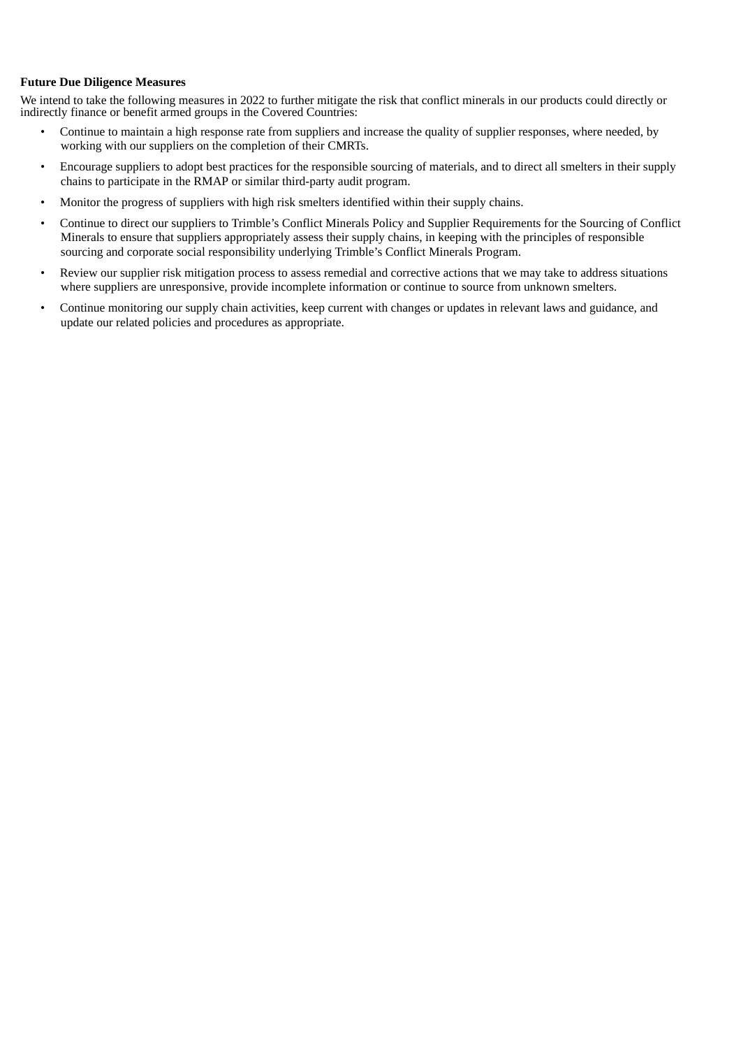**Future Due Diligence Measures**

We intend to take the following measures in 2022 to further mitigate the risk that conflict minerals in our products could directly or indirectly finance or benefit armed groups in the Covered Countries:

- Continue to maintain a high response rate from suppliers and increase the quality of supplier responses, where needed, by working with our suppliers on the completion of their CMRTs.
- Encourage suppliers to adopt best practices for the responsible sourcing of materials, and to direct all smelters in their supply chains to participate in the RMAP or similar third-party audit program.
- Monitor the progress of suppliers with high risk smelters identified within their supply chains.
- Continue to direct our suppliers to Trimble's Conflict Minerals Policy and Supplier Requirements for the Sourcing of Conflict Minerals to ensure that suppliers appropriately assess their supply chains, in keeping with the principles of responsible sourcing and corporate social responsibility underlying Trimble's Conflict Minerals Program.
- Review our supplier risk mitigation process to assess remedial and corrective actions that we may take to address situations where suppliers are unresponsive, provide incomplete information or continue to source from unknown smelters.
- Continue monitoring our supply chain activities, keep current with changes or updates in relevant laws and guidance, and update our related policies and procedures as appropriate.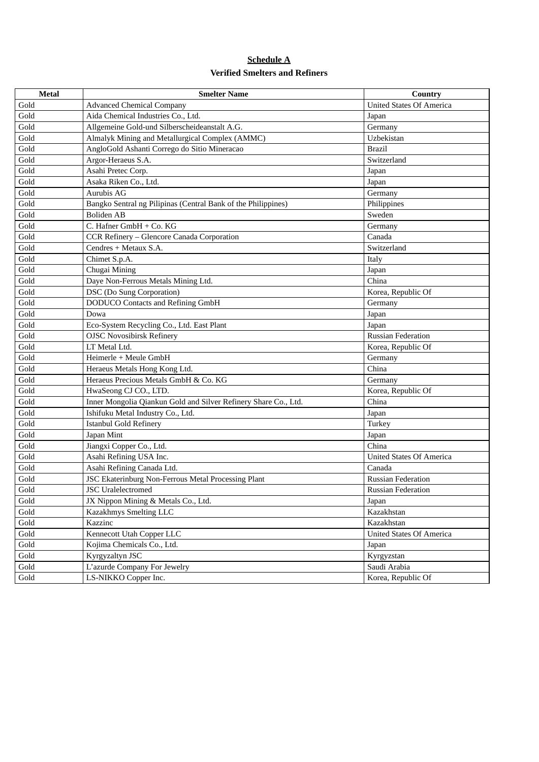**Schedule A**

**Verified Smelters and Refiners**

| Metal | Smelter Name | Country |
|---|---|---|
| Gold | Advanced Chemical Company | United States Of America |
| Gold | Aida Chemical Industries Co., Ltd. | Japan |
| Gold | Allgemeine Gold-und Silberscheideanstalt A.G. | Germany |
| Gold | Almalyk Mining and Metallurgical Complex (AMMC) | Uzbekistan |
| Gold | AngloGold Ashanti Corrego do Sitio Mineracao | Brazil |
| Gold | Argor-Heraeus S.A. | Switzerland |
| Gold | Asahi Pretec Corp. | Japan |
| Gold | Asaka Riken Co., Ltd. | Japan |
| Gold | Aurubis AG | Germany |
| Gold | Bangko Sentral ng Pilipinas (Central Bank of the Philippines) | Philippines |
| Gold | Boliden AB | Sweden |
| Gold | C. Hafner GmbH + Co. KG | Germany |
| Gold | CCR Refinery – Glencore Canada Corporation | Canada |
| Gold | Cendres + Metaux S.A. | Switzerland |
| Gold | Chimet S.p.A. | Italy |
| Gold | Chugai Mining | Japan |
| Gold | Daye Non-Ferrous Metals Mining Ltd. | China |
| Gold | DSC (Do Sung Corporation) | Korea, Republic Of |
| Gold | DODUCO Contacts and Refining GmbH | Germany |
| Gold | Dowa | Japan |
| Gold | Eco-System Recycling Co., Ltd. East Plant | Japan |
| Gold | OJSC Novosibirsk Refinery | Russian Federation |
| Gold | LT Metal Ltd. | Korea, Republic Of |
| Gold | Heimerle + Meule GmbH | Germany |
| Gold | Heraeus Metals Hong Kong Ltd. | China |
| Gold | Heraeus Precious Metals GmbH & Co. KG | Germany |
| Gold | HwaSeong CJ CO., LTD. | Korea, Republic Of |
| Gold | Inner Mongolia Qiankun Gold and Silver Refinery Share Co., Ltd. | China |
| Gold | Ishifuku Metal Industry Co., Ltd. | Japan |
| Gold | Istanbul Gold Refinery | Turkey |
| Gold | Japan Mint | Japan |
| Gold | Jiangxi Copper Co., Ltd. | China |
| Gold | Asahi Refining USA Inc. | United States Of America |
| Gold | Asahi Refining Canada Ltd. | Canada |
| Gold | JSC Ekaterinburg Non-Ferrous Metal Processing Plant | Russian Federation |
| Gold | JSC Uralelectromed | Russian Federation |
| Gold | JX Nippon Mining & Metals Co., Ltd. | Japan |
| Gold | Kazakhmys Smelting LLC | Kazakhstan |
| Gold | Kazzinc | Kazakhstan |
| Gold | Kennecott Utah Copper LLC | United States Of America |
| Gold | Kojima Chemicals Co., Ltd. | Japan |
| Gold | Kyrgyzaltyn JSC | Kyrgyzstan |
| Gold | L'azurde Company For Jewelry | Saudi Arabia |
| Gold | LS-NIKKO Copper Inc. | Korea, Republic Of |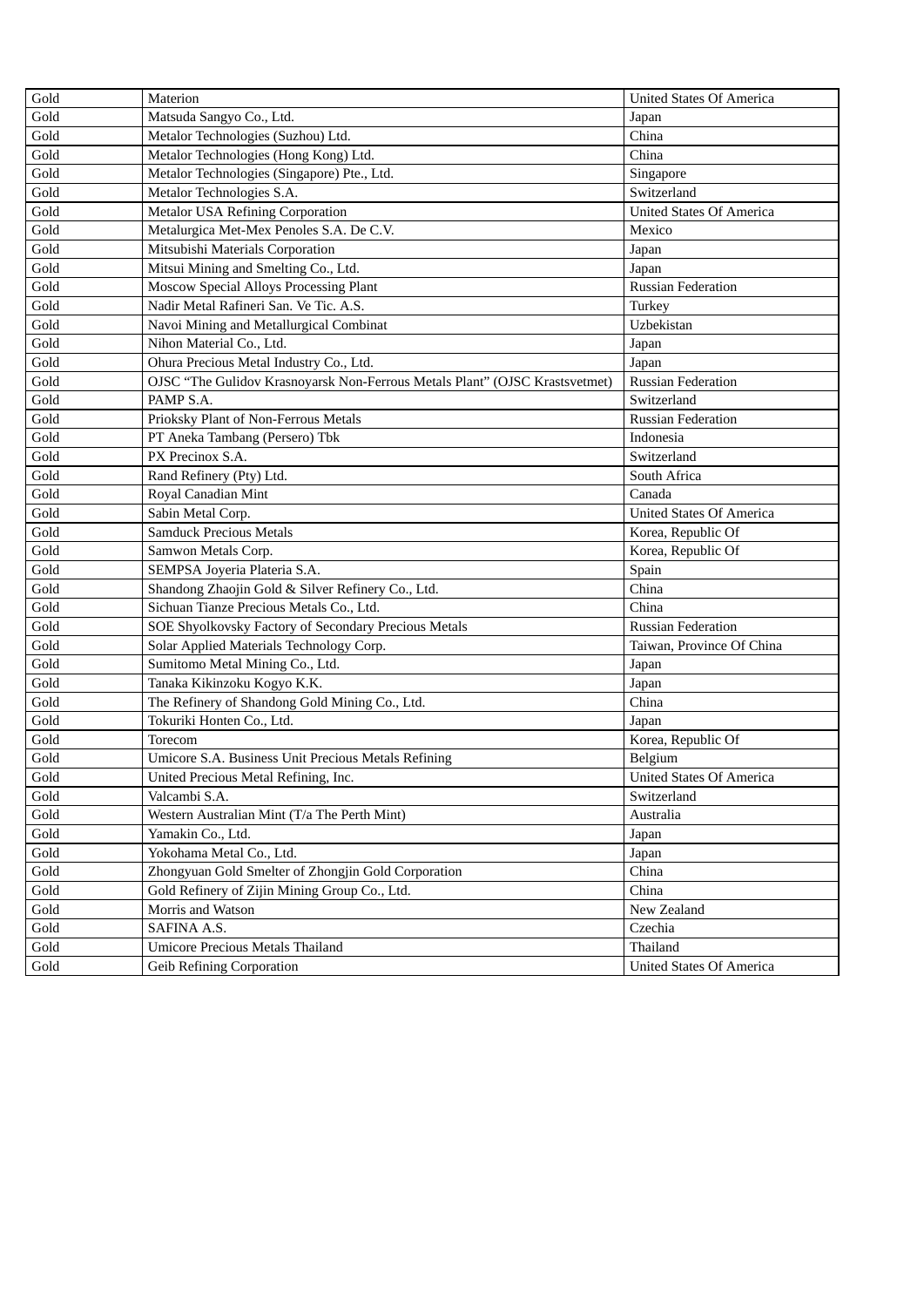| Gold | Materion | United States Of America |
|---|---|---|
| Gold | Matsuda Sangyo Co., Ltd. | Japan |
| Gold | Metalor Technologies (Suzhou) Ltd. | China |
| Gold | Metalor Technologies (Hong Kong) Ltd. | China |
| Gold | Metalor Technologies (Singapore) Pte., Ltd. | Singapore |
| Gold | Metalor Technologies S.A. | Switzerland |
| Gold | Metalor USA Refining Corporation | United States Of America |
| Gold | Metalurgica Met-Mex Penoles S.A. De C.V. | Mexico |
| Gold | Mitsubishi Materials Corporation | Japan |
| Gold | Mitsui Mining and Smelting Co., Ltd. | Japan |
| Gold | Moscow Special Alloys Processing Plant | Russian Federation |
| Gold | Nadir Metal Rafineri San. Ve Tic. A.S. | Turkey |
| Gold | Navoi Mining and Metallurgical Combinat | Uzbekistan |
| Gold | Nihon Material Co., Ltd. | Japan |
| Gold | Ohura Precious Metal Industry Co., Ltd. | Japan |
| Gold | OJSC "The Gulidov Krasnoyarsk Non-Ferrous Metals Plant" (OJSC Krastsvetmet) | Russian Federation |
| Gold | PAMP S.A. | Switzerland |
| Gold | Prioksky Plant of Non-Ferrous Metals | Russian Federation |
| Gold | PT Aneka Tambang (Persero) Tbk | Indonesia |
| Gold | PX Precinox S.A. | Switzerland |
| Gold | Rand Refinery (Pty) Ltd. | South Africa |
| Gold | Royal Canadian Mint | Canada |
| Gold | Sabin Metal Corp. | United States Of America |
| Gold | Samduck Precious Metals | Korea, Republic Of |
| Gold | Samwon Metals Corp. | Korea, Republic Of |
| Gold | SEMPSA Joyeria Plateria S.A. | Spain |
| Gold | Shandong Zhaojin Gold & Silver Refinery Co., Ltd. | China |
| Gold | Sichuan Tianze Precious Metals Co., Ltd. | China |
| Gold | SOE Shyolkovsky Factory of Secondary Precious Metals | Russian Federation |
| Gold | Solar Applied Materials Technology Corp. | Taiwan, Province Of China |
| Gold | Sumitomo Metal Mining Co., Ltd. | Japan |
| Gold | Tanaka Kikinzoku Kogyo K.K. | Japan |
| Gold | The Refinery of Shandong Gold Mining Co., Ltd. | China |
| Gold | Tokuriki Honten Co., Ltd. | Japan |
| Gold | Torecom | Korea, Republic Of |
| Gold | Umicore S.A. Business Unit Precious Metals Refining | Belgium |
| Gold | United Precious Metal Refining, Inc. | United States Of America |
| Gold | Valcambi S.A. | Switzerland |
| Gold | Western Australian Mint (T/a The Perth Mint) | Australia |
| Gold | Yamakin Co., Ltd. | Japan |
| Gold | Yokohama Metal Co., Ltd. | Japan |
| Gold | Zhongyuan Gold Smelter of Zhongjin Gold Corporation | China |
| Gold | Gold Refinery of Zijin Mining Group Co., Ltd. | China |
| Gold | Morris and Watson | New Zealand |
| Gold | SAFINA A.S. | Czechia |
| Gold | Umicore Precious Metals Thailand | Thailand |
| Gold | Geib Refining Corporation | United States Of America |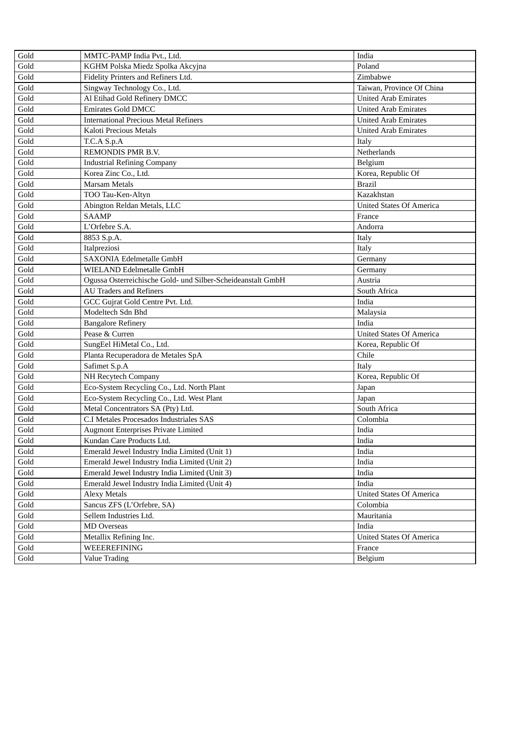| | | |
|---|---|---|
| Gold | MMTC-PAMP India Pvt., Ltd. | India |
| Gold | KGHM Polska Miedz Spolka Akcyjna | Poland |
| Gold | Fidelity Printers and Refiners Ltd. | Zimbabwe |
| Gold | Singway Technology Co., Ltd. | Taiwan, Province Of China |
| Gold | Al Etihad Gold Refinery DMCC | United Arab Emirates |
| Gold | Emirates Gold DMCC | United Arab Emirates |
| Gold | International Precious Metal Refiners | United Arab Emirates |
| Gold | Kaloti Precious Metals | United Arab Emirates |
| Gold | T.C.A S.p.A | Italy |
| Gold | REMONDIS PMR B.V. | Netherlands |
| Gold | Industrial Refining Company | Belgium |
| Gold | Korea Zinc Co., Ltd. | Korea, Republic Of |
| Gold | Marsam Metals | Brazil |
| Gold | TOO Tau-Ken-Altyn | Kazakhstan |
| Gold | Abington Reldan Metals, LLC | United States Of America |
| Gold | SAAMP | France |
| Gold | L'Orfebre S.A. | Andorra |
| Gold | 8853 S.p.A. | Italy |
| Gold | Italpreziosi | Italy |
| Gold | SAXONIA Edelmetalle GmbH | Germany |
| Gold | WIELAND Edelmetalle GmbH | Germany |
| Gold | Ogussa Osterreichische Gold- und Silber-Scheideanstalt GmbH | Austria |
| Gold | AU Traders and Refiners | South Africa |
| Gold | GCC Gujrat Gold Centre Pvt. Ltd. | India |
| Gold | Modeltech Sdn Bhd | Malaysia |
| Gold | Bangalore Refinery | India |
| Gold | Pease & Curren | United States Of America |
| Gold | SungEel HiMetal Co., Ltd. | Korea, Republic Of |
| Gold | Planta Recuperadora de Metales SpA | Chile |
| Gold | Safimet S.p.A | Italy |
| Gold | NH Recytech Company | Korea, Republic Of |
| Gold | Eco-System Recycling Co., Ltd. North Plant | Japan |
| Gold | Eco-System Recycling Co., Ltd. West Plant | Japan |
| Gold | Metal Concentrators SA (Pty) Ltd. | South Africa |
| Gold | C.I Metales Procesados Industriales SAS | Colombia |
| Gold | Augmont Enterprises Private Limited | India |
| Gold | Kundan Care Products Ltd. | India |
| Gold | Emerald Jewel Industry India Limited (Unit 1) | India |
| Gold | Emerald Jewel Industry India Limited (Unit 2) | India |
| Gold | Emerald Jewel Industry India Limited (Unit 3) | India |
| Gold | Emerald Jewel Industry India Limited (Unit 4) | India |
| Gold | Alexy Metals | United States Of America |
| Gold | Sancus ZFS (L'Orfebre, SA) | Colombia |
| Gold | Sellem Industries Ltd. | Mauritania |
| Gold | MD Overseas | India |
| Gold | Metallix Refining Inc. | United States Of America |
| Gold | WEEEREFINING | France |
| Gold | Value Trading | Belgium |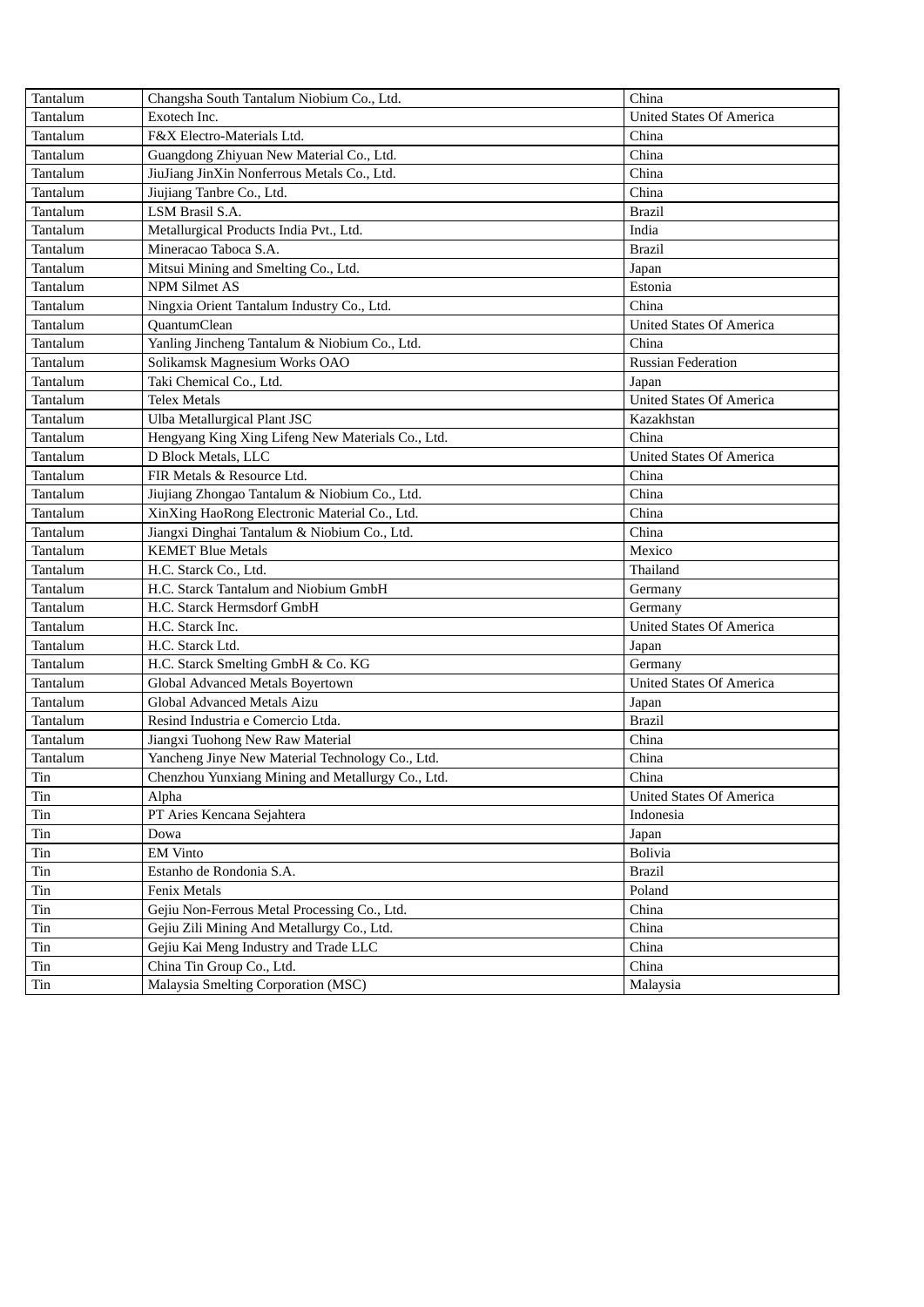| Tantalum | Changsha South Tantalum Niobium Co., Ltd. | China |
|---|---|---|
| Tantalum | Exotech Inc. | United States Of America |
| Tantalum | F&X Electro-Materials Ltd. | China |
| Tantalum | Guangdong Zhiyuan New Material Co., Ltd. | China |
| Tantalum | JiuJiang JinXin Nonferrous Metals Co., Ltd. | China |
| Tantalum | Jiujiang Tanbre Co., Ltd. | China |
| Tantalum | LSM Brasil S.A. | Brazil |
| Tantalum | Metallurgical Products India Pvt., Ltd. | India |
| Tantalum | Mineracao Taboca S.A. | Brazil |
| Tantalum | Mitsui Mining and Smelting Co., Ltd. | Japan |
| Tantalum | NPM Silmet AS | Estonia |
| Tantalum | Ningxia Orient Tantalum Industry Co., Ltd. | China |
| Tantalum | QuantumClean | United States Of America |
| Tantalum | Yanling Jincheng Tantalum & Niobium Co., Ltd. | China |
| Tantalum | Solikamsk Magnesium Works OAO | Russian Federation |
| Tantalum | Taki Chemical Co., Ltd. | Japan |
| Tantalum | Telex Metals | United States Of America |
| Tantalum | Ulba Metallurgical Plant JSC | Kazakhstan |
| Tantalum | Hengyang King Xing Lifeng New Materials Co., Ltd. | China |
| Tantalum | D Block Metals, LLC | United States Of America |
| Tantalum | FIR Metals & Resource Ltd. | China |
| Tantalum | Jiujiang Zhongao Tantalum & Niobium Co., Ltd. | China |
| Tantalum | XinXing HaoRong Electronic Material Co., Ltd. | China |
| Tantalum | Jiangxi Dinghai Tantalum & Niobium Co., Ltd. | China |
| Tantalum | KEMET Blue Metals | Mexico |
| Tantalum | H.C. Starck Co., Ltd. | Thailand |
| Tantalum | H.C. Starck Tantalum and Niobium GmbH | Germany |
| Tantalum | H.C. Starck Hermsdorf GmbH | Germany |
| Tantalum | H.C. Starck Inc. | United States Of America |
| Tantalum | H.C. Starck Ltd. | Japan |
| Tantalum | H.C. Starck Smelting GmbH & Co. KG | Germany |
| Tantalum | Global Advanced Metals Boyertown | United States Of America |
| Tantalum | Global Advanced Metals Aizu | Japan |
| Tantalum | Resind Industria e Comercio Ltda. | Brazil |
| Tantalum | Jiangxi Tuohong New Raw Material | China |
| Tantalum | Yancheng Jinye New Material Technology Co., Ltd. | China |
| Tin | Chenzhou Yunxiang Mining and Metallurgy Co., Ltd. | China |
| Tin | Alpha | United States Of America |
| Tin | PT Aries Kencana Sejahtera | Indonesia |
| Tin | Dowa | Japan |
| Tin | EM Vinto | Bolivia |
| Tin | Estanho de Rondonia S.A. | Brazil |
| Tin | Fenix Metals | Poland |
| Tin | Gejiu Non-Ferrous Metal Processing Co., Ltd. | China |
| Tin | Gejiu Zili Mining And Metallurgy Co., Ltd. | China |
| Tin | Gejiu Kai Meng Industry and Trade LLC | China |
| Tin | China Tin Group Co., Ltd. | China |
| Tin | Malaysia Smelting Corporation (MSC) | Malaysia |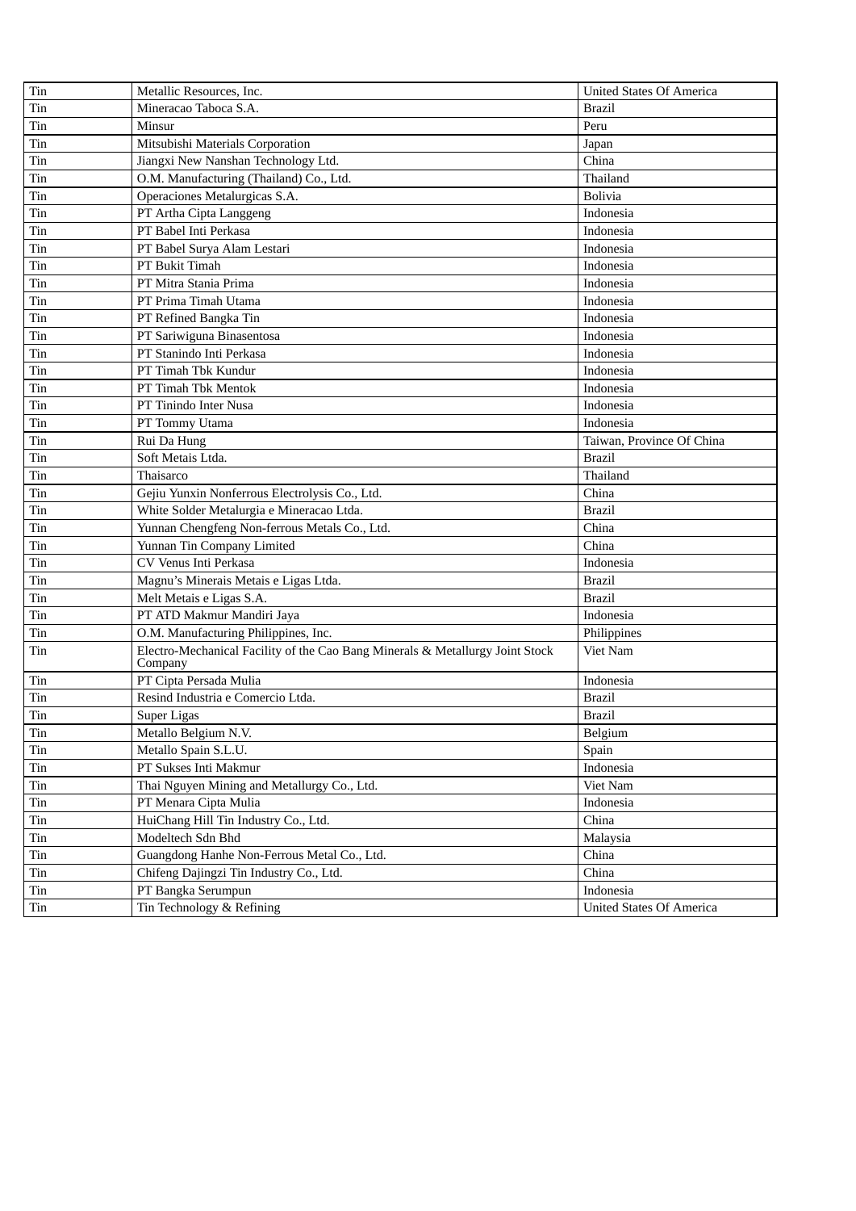| Tin | Metallic Resources, Inc. | United States Of America |
|---|---|---|
| Tin | Mineracao Taboca S.A. | Brazil |
| Tin | Minsur | Peru |
| Tin | Mitsubishi Materials Corporation | Japan |
| Tin | Jiangxi New Nanshan Technology Ltd. | China |
| Tin | O.M. Manufacturing (Thailand) Co., Ltd. | Thailand |
| Tin | Operaciones Metalurgicas S.A. | Bolivia |
| Tin | PT Artha Cipta Langgeng | Indonesia |
| Tin | PT Babel Inti Perkasa | Indonesia |
| Tin | PT Babel Surya Alam Lestari | Indonesia |
| Tin | PT Bukit Timah | Indonesia |
| Tin | PT Mitra Stania Prima | Indonesia |
| Tin | PT Prima Timah Utama | Indonesia |
| Tin | PT Refined Bangka Tin | Indonesia |
| Tin | PT Sariwiguna Binasentosa | Indonesia |
| Tin | PT Stanindo Inti Perkasa | Indonesia |
| Tin | PT Timah Tbk Kundur | Indonesia |
| Tin | PT Timah Tbk Mentok | Indonesia |
| Tin | PT Tinindo Inter Nusa | Indonesia |
| Tin | PT Tommy Utama | Indonesia |
| Tin | Rui Da Hung | Taiwan, Province Of China |
| Tin | Soft Metais Ltda. | Brazil |
| Tin | Thaisarco | Thailand |
| Tin | Gejiu Yunxin Nonferrous Electrolysis Co., Ltd. | China |
| Tin | White Solder Metalurgia e Mineracao Ltda. | Brazil |
| Tin | Yunnan Chengfeng Non-ferrous Metals Co., Ltd. | China |
| Tin | Yunnan Tin Company Limited | China |
| Tin | CV Venus Inti Perkasa | Indonesia |
| Tin | Magnu's Minerais Metais e Ligas Ltda. | Brazil |
| Tin | Melt Metais e Ligas S.A. | Brazil |
| Tin | PT ATD Makmur Mandiri Jaya | Indonesia |
| Tin | O.M. Manufacturing Philippines, Inc. | Philippines |
| Tin | Electro-Mechanical Facility of the Cao Bang Minerals & Metallurgy Joint Stock Company | Viet Nam |
| Tin | PT Cipta Persada Mulia | Indonesia |
| Tin | Resind Industria e Comercio Ltda. | Brazil |
| Tin | Super Ligas | Brazil |
| Tin | Metallo Belgium N.V. | Belgium |
| Tin | Metallo Spain S.L.U. | Spain |
| Tin | PT Sukses Inti Makmur | Indonesia |
| Tin | Thai Nguyen Mining and Metallurgy Co., Ltd. | Viet Nam |
| Tin | PT Menara Cipta Mulia | Indonesia |
| Tin | HuiChang Hill Tin Industry Co., Ltd. | China |
| Tin | Modeltech Sdn Bhd | Malaysia |
| Tin | Guangdong Hanhe Non-Ferrous Metal Co., Ltd. | China |
| Tin | Chifeng Dajingzi Tin Industry Co., Ltd. | China |
| Tin | PT Bangka Serumpun | Indonesia |
| Tin | Tin Technology & Refining | United States Of America |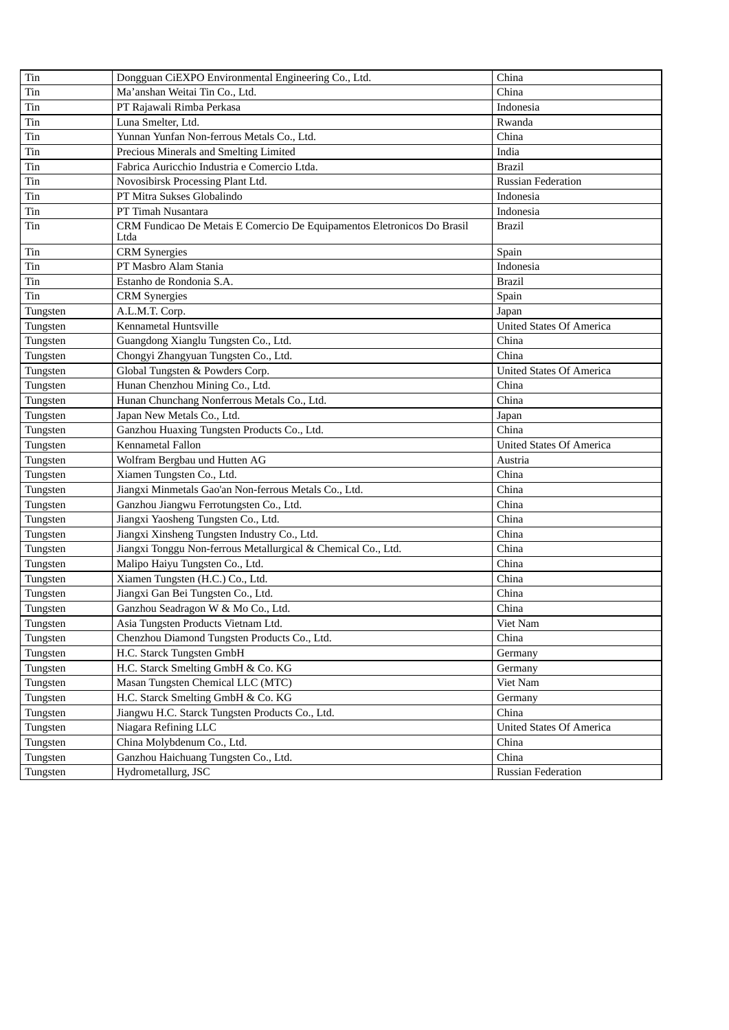| Tin | Dongguan CiEXPO Environmental Engineering Co., Ltd. | China |
|---|---|---|
| Tin | Ma’anshan Weitai Tin Co., Ltd. | China |
| Tin | PT Rajawali Rimba Perkasa | Indonesia |
| Tin | Luna Smelter, Ltd. | Rwanda |
| Tin | Yunnan Yunfan Non-ferrous Metals Co., Ltd. | China |
| Tin | Precious Minerals and Smelting Limited | India |
| Tin | Fabrica Auricchio Industria e Comercio Ltda. | Brazil |
| Tin | Novosibirsk Processing Plant Ltd. | Russian Federation |
| Tin | PT Mitra Sukses Globalindo | Indonesia |
| Tin | PT Timah Nusantara | Indonesia |
| Tin | CRM Fundicao De Metais E Comercio De Equipamentos Eletronicos Do Brasil Ltda | Brazil |
| Tin | CRM Synergies | Spain |
| Tin | PT Masbro Alam Stania | Indonesia |
| Tin | Estanho de Rondonia S.A. | Brazil |
| Tin | CRM Synergies | Spain |
| Tungsten | A.L.M.T. Corp. | Japan |
| Tungsten | Kennametal Huntsville | United States Of America |
| Tungsten | Guangdong Xianglu Tungsten Co., Ltd. | China |
| Tungsten | Chongyi Zhangyuan Tungsten Co., Ltd. | China |
| Tungsten | Global Tungsten & Powders Corp. | United States Of America |
| Tungsten | Hunan Chenzhou Mining Co., Ltd. | China |
| Tungsten | Hunan Chunchang Nonferrous Metals Co., Ltd. | China |
| Tungsten | Japan New Metals Co., Ltd. | Japan |
| Tungsten | Ganzhou Huaxing Tungsten Products Co., Ltd. | China |
| Tungsten | Kennametal Fallon | United States Of America |
| Tungsten | Wolfram Bergbau und Hutten AG | Austria |
| Tungsten | Xiamen Tungsten Co., Ltd. | China |
| Tungsten | Jiangxi Minmetals Gao'an Non-ferrous Metals Co., Ltd. | China |
| Tungsten | Ganzhou Jiangwu Ferrotungsten Co., Ltd. | China |
| Tungsten | Jiangxi Yaosheng Tungsten Co., Ltd. | China |
| Tungsten | Jiangxi Xinsheng Tungsten Industry Co., Ltd. | China |
| Tungsten | Jiangxi Tonggu Non-ferrous Metallurgical & Chemical Co., Ltd. | China |
| Tungsten | Malipo Haiyu Tungsten Co., Ltd. | China |
| Tungsten | Xiamen Tungsten (H.C.) Co., Ltd. | China |
| Tungsten | Jiangxi Gan Bei Tungsten Co., Ltd. | China |
| Tungsten | Ganzhou Seadragon W & Mo Co., Ltd. | China |
| Tungsten | Asia Tungsten Products Vietnam Ltd. | Viet Nam |
| Tungsten | Chenzhou Diamond Tungsten Products Co., Ltd. | China |
| Tungsten | H.C. Starck Tungsten GmbH | Germany |
| Tungsten | H.C. Starck Smelting GmbH & Co. KG | Germany |
| Tungsten | Masan Tungsten Chemical LLC (MTC) | Viet Nam |
| Tungsten | H.C. Starck Smelting GmbH & Co. KG | Germany |
| Tungsten | Jiangwu H.C. Starck Tungsten Products Co., Ltd. | China |
| Tungsten | Niagara Refining LLC | United States Of America |
| Tungsten | China Molybdenum Co., Ltd. | China |
| Tungsten | Ganzhou Haichuang Tungsten Co., Ltd. | China |
| Tungsten | Hydrometallurg, JSC | Russian Federation |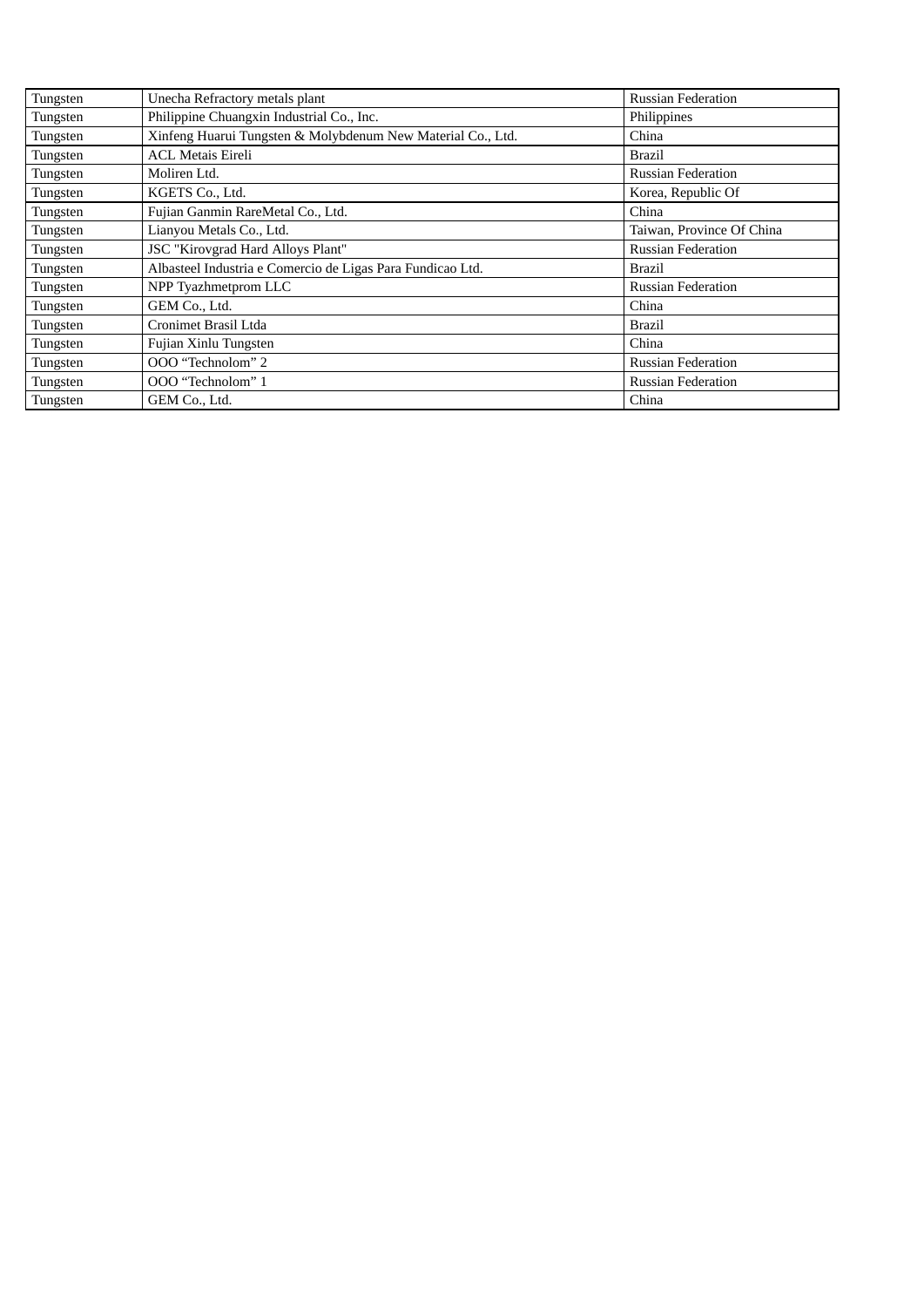| Tungsten | Unecha Refractory metals plant | Russian Federation |
|---|---|---|
| Tungsten | Philippine Chuangxin Industrial Co., Inc. | Philippines |
| Tungsten | Xinfeng Huarui Tungsten & Molybdenum New Material Co., Ltd. | China |
| Tungsten | ACL Metais Eireli | Brazil |
| Tungsten | Moliren Ltd. | Russian Federation |
| Tungsten | KGETS Co., Ltd. | Korea, Republic Of |
| Tungsten | Fujian Ganmin RareMetal Co., Ltd. | China |
| Tungsten | Lianyou Metals Co., Ltd. | Taiwan, Province Of China |
| Tungsten | JSC "Kirovgrad Hard Alloys Plant" | Russian Federation |
| Tungsten | Albasteel Industria e Comercio de Ligas Para Fundicao Ltd. | Brazil |
| Tungsten | NPP Tyazhmetprom LLC | Russian Federation |
| Tungsten | GEM Co., Ltd. | China |
| Tungsten | Cronimet Brasil Ltda | Brazil |
| Tungsten | Fujian Xinlu Tungsten | China |
| Tungsten | OOO “Technolom” 2 | Russian Federation |
| Tungsten | OOO “Technolom” 1 | Russian Federation |
| Tungsten | GEM Co., Ltd. | China |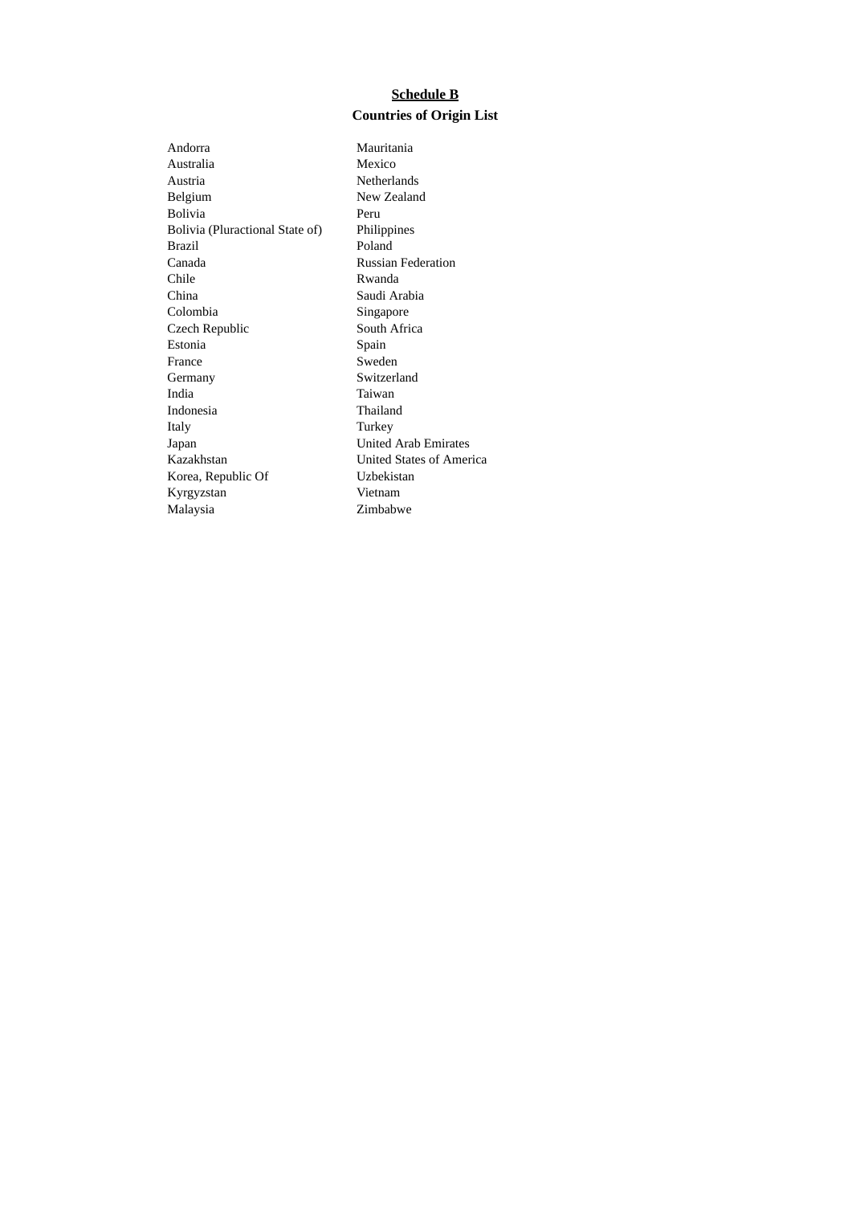**Schedule B**

**Countries of Origin List**

Andorra
Australia
Austria
Belgium
Bolivia
Bolivia (Pluractional State of)
Brazil
Canada
Chile
China
Colombia
Czech Republic
Estonia
France
Germany
India
Indonesia
Italy
Japan
Kazakhstan
Korea, Republic Of
Kyrgyzstan
Malaysia
Mauritania
Mexico
Netherlands
New Zealand
Peru
Philippines
Poland
Russian Federation
Rwanda
Saudi Arabia
Singapore
South Africa
Spain
Sweden
Switzerland
Taiwan
Thailand
Turkey
United Arab Emirates
United States of America
Uzbekistan
Vietnam
Zimbabwe